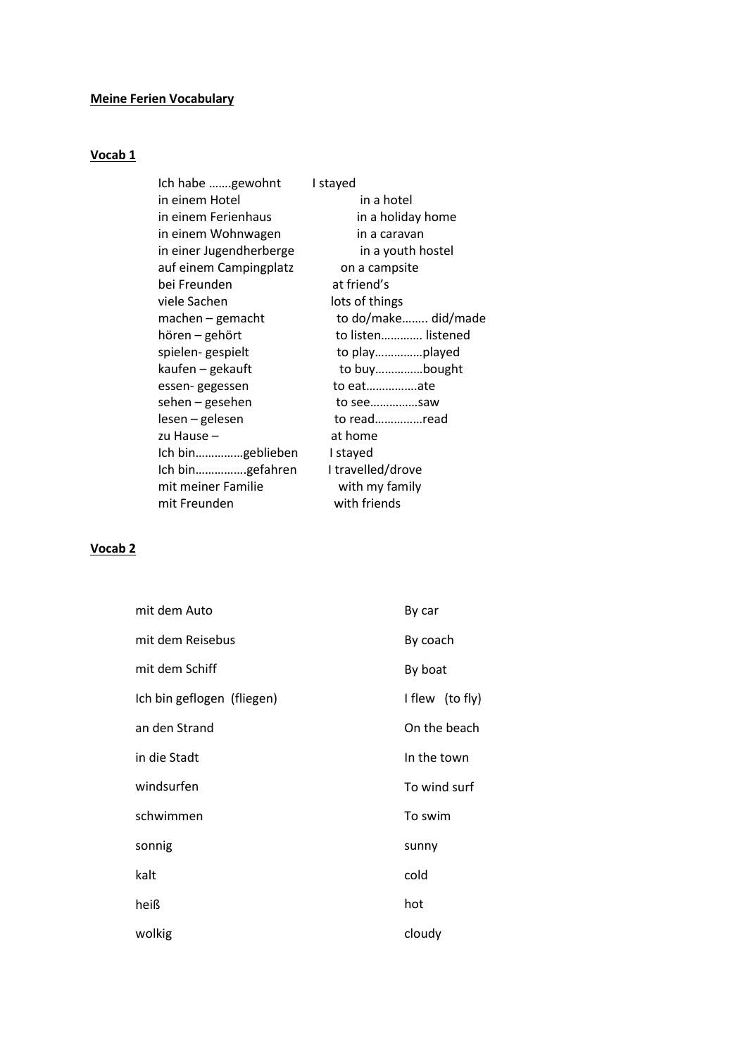**Meine Ferien Vocabulary**

**Vocab 1**

| | |
|---|---|
| Ich habe …….gewohnt | I stayed |
| in einem Hotel | in a hotel |
| in einem Ferienhaus | in a holiday home |
| in einem Wohnwagen | in a caravan |
| in einer Jugendherberge | in a youth hostel |
| auf einem Campingplatz | on a campsite |
| bei Freunden | at friend's |
| viele Sachen | lots of things |
| machen – gemacht | to do/make…….. did/made |
| hören – gehört | to listen…………. listened |
| spielen- gespielt | to play……………played |
| kaufen – gekauft | to buy……………bought |
| essen- gegessen | to eat…………….ate |
| sehen – gesehen | to see……………saw |
| lesen – gelesen | to read……………read |
| zu Hause – | at home |
| Ich bin……………geblieben | I stayed |
| Ich bin…………….gefahren | I travelled/drove |
| mit meiner Familie | with my family |
| mit Freunden | with friends |

**Vocab 2**

| | |
|---|---|
| mit dem Auto | By car |
| mit dem Reisebus | By coach |
| mit dem Schiff | By boat |
| Ich bin geflogen (fliegen) | I flew (to fly) |
| an den Strand | On the beach |
| in die Stadt | In the town |
| windsurfen | To wind surf |
| schwimmen | To swim |
| sonnig | sunny |
| kalt | cold |
| heiß | hot |
| wolkig | cloudy |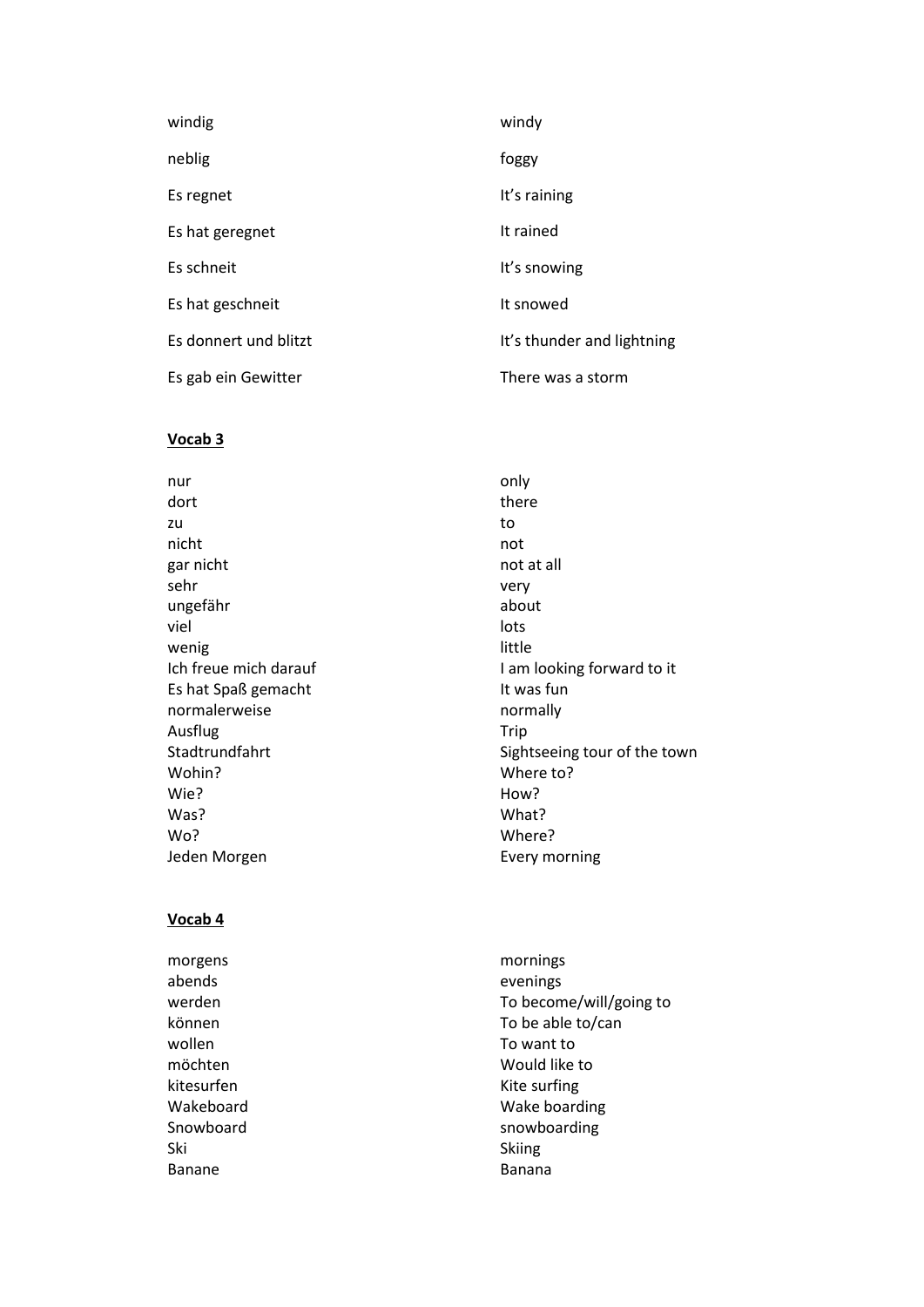| | |
|---|---|
| windig | windy |
| neblig | foggy |
| Es regnet | It's raining |
| Es hat geregnet | It rained |
| Es schneit | It's snowing |
| Es hat geschneit | It snowed |
| Es donnert und blitzt | It's thunder and lightning |
| Es gab ein Gewitter | There was a storm |

**Vocab 3**

| | |
|---|---|
| nur | only |
| dort | there |
| zu | to |
| nicht | not |
| gar nicht | not at all |
| sehr | very |
| ungefähr | about |
| viel | lots |
| wenig | little |
| Ich freue mich darauf | I am looking forward to it |
| Es hat Spaß gemacht | It was fun |
| normalerweise | normally |
| Ausflug | Trip |
| Stadtrundfahrt | Sightseeing tour of the town |
| Wohin? | Where to? |
| Wie? | How? |
| Was? | What? |
| Wo? | Where? |
| Jeden Morgen | Every morning |

**Vocab 4**

| | |
|---|---|
| morgens | mornings |
| abends | evenings |
| werden | To become/will/going to |
| können | To be able to/can |
| wollen | To want to |
| möchten | Would like to |
| kitesurfen | Kite surfing |
| Wakeboard | Wake boarding |
| Snowboard | snowboarding |
| Ski | Skiing |
| Banane | Banana |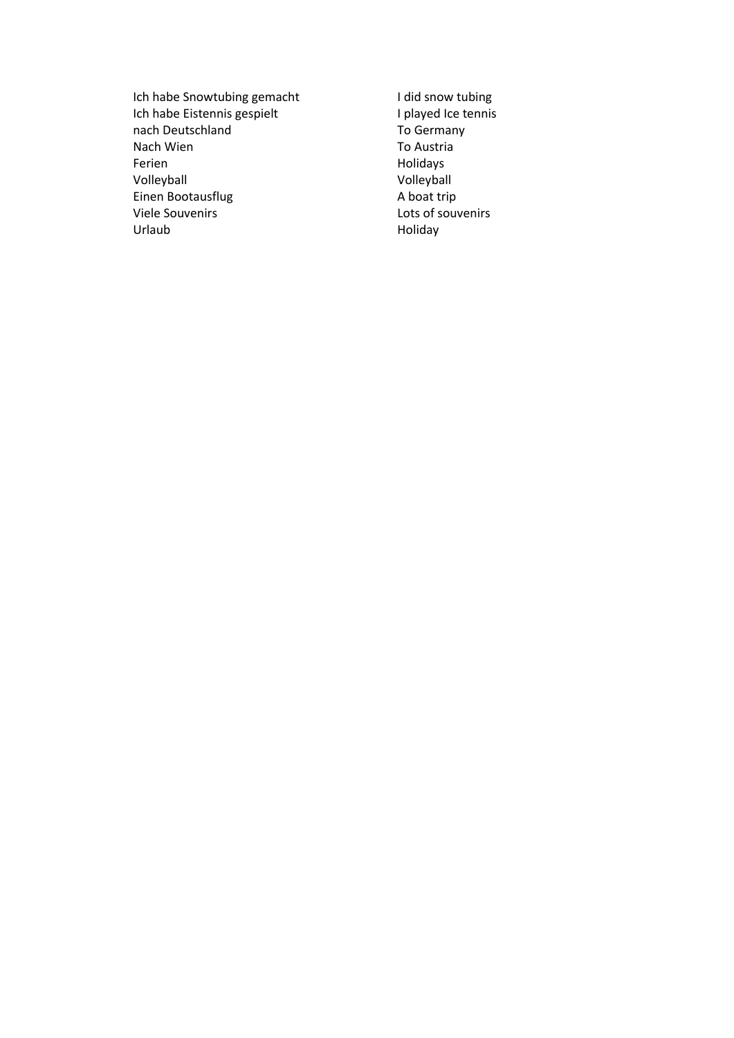| | |
|---|---|
| Ich habe Snowtubing gemacht | I did snow tubing |
| Ich habe Eistennis gespielt | I played Ice tennis |
| nach Deutschland | To Germany |
| Nach Wien | To Austria |
| Ferien | Holidays |
| Volleyball | Volleyball |
| Einen Bootausflug | A boat trip |
| Viele Souvenirs | Lots of souvenirs |
| Urlaub | Holiday |